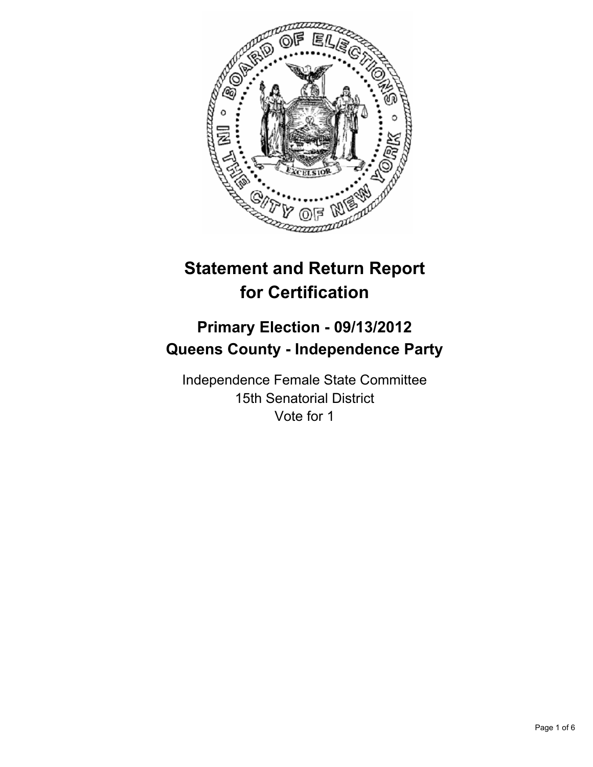# Statement and Return Report for Certification

## Primary Election - 09/13/2012
## Queens County - Independence Party

Independence Female State Committee
15th Senatorial District
Vote for 1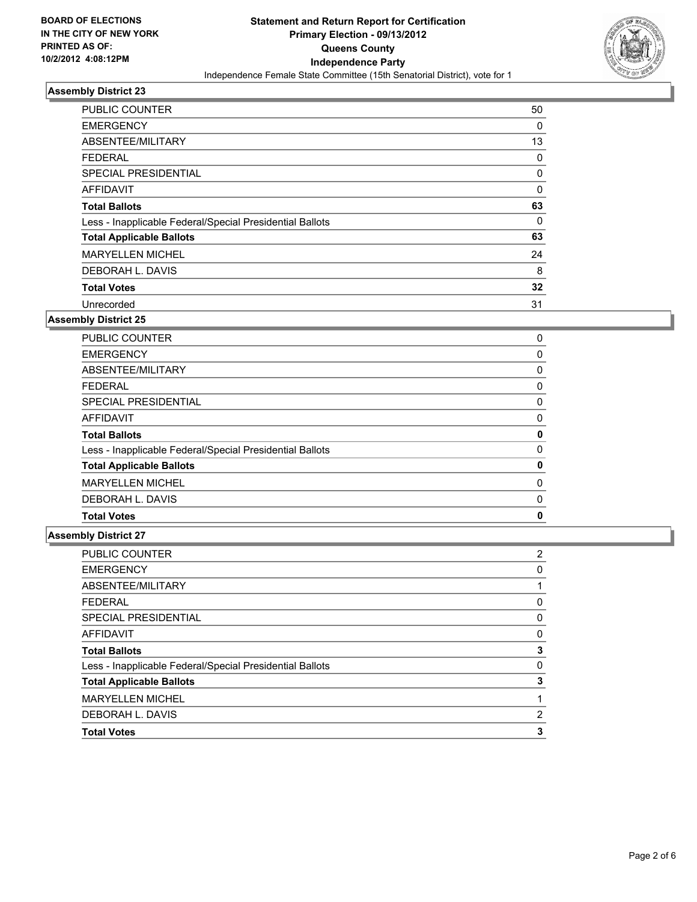**BOARD OF ELECTIONS IN THE CITY OF NEW YORK PRINTED AS OF: 10/2/2012 4:08:12PM**

# Statement and Return Report for Certification
## Primary Election - 09/13/2012
## Queens County
## Independence Party
### Independence Female State Committee (15th Senatorial District), vote for 1

### Assembly District 23

| | |
|---|---|
| PUBLIC COUNTER | 50 |
| EMERGENCY | 0 |
| ABSENTEE/MILITARY | 13 |
| FEDERAL | 0 |
| SPECIAL PRESIDENTIAL | 0 |
| AFFIDAVIT | 0 |
| **Total Ballots** | **63** |
| Less - Inapplicable Federal/Special Presidential Ballots | 0 |
| **Total Applicable Ballots** | **63** |
| MARYELLEN MICHEL | 24 |
| DEBORAH L. DAVIS | 8 |
| **Total Votes** | **32** |
| Unrecorded | 31 |

### Assembly District 25

| | |
|---|---|
| PUBLIC COUNTER | 0 |
| EMERGENCY | 0 |
| ABSENTEE/MILITARY | 0 |
| FEDERAL | 0 |
| SPECIAL PRESIDENTIAL | 0 |
| AFFIDAVIT | 0 |
| **Total Ballots** | **0** |
| Less - Inapplicable Federal/Special Presidential Ballots | 0 |
| **Total Applicable Ballots** | **0** |
| MARYELLEN MICHEL | 0 |
| DEBORAH L. DAVIS | 0 |
| **Total Votes** | **0** |

### Assembly District 27

| | |
|---|---|
| PUBLIC COUNTER | 2 |
| EMERGENCY | 0 |
| ABSENTEE/MILITARY | 1 |
| FEDERAL | 0 |
| SPECIAL PRESIDENTIAL | 0 |
| AFFIDAVIT | 0 |
| **Total Ballots** | **3** |
| Less - Inapplicable Federal/Special Presidential Ballots | 0 |
| **Total Applicable Ballots** | **3** |
| MARYELLEN MICHEL | 1 |
| DEBORAH L. DAVIS | 2 |
| **Total Votes** | **3** |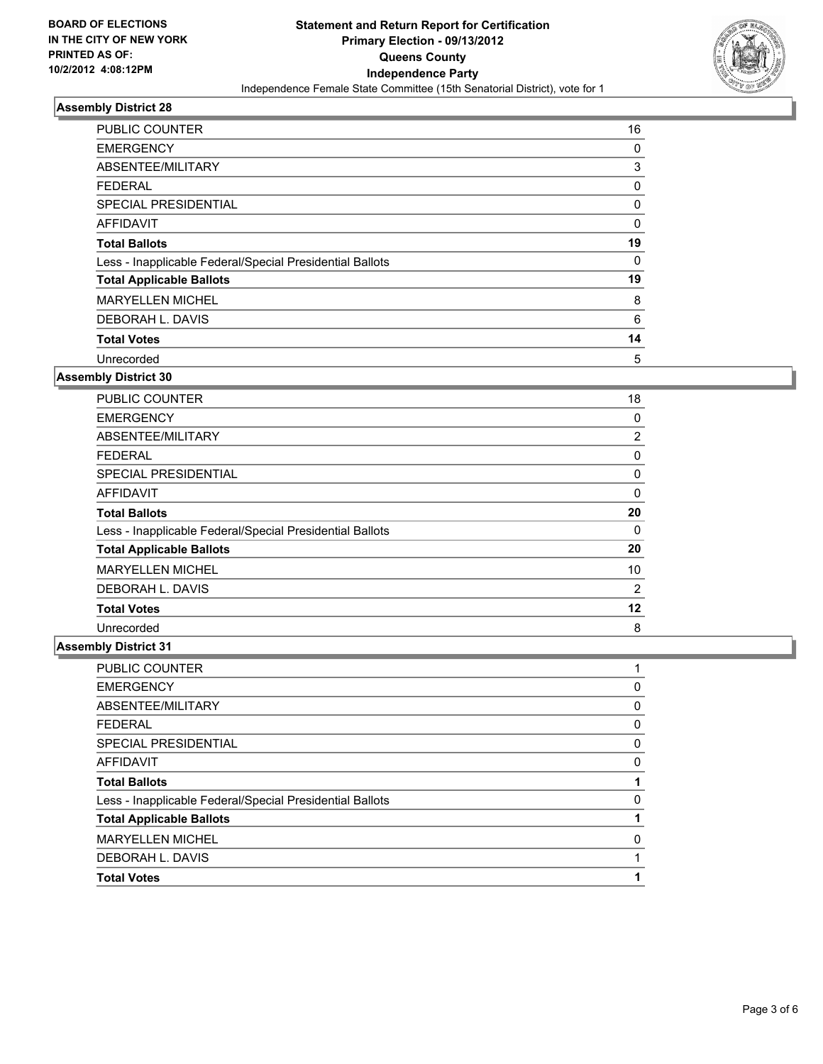**BOARD OF ELECTIONS IN THE CITY OF NEW YORK PRINTED AS OF: 10/2/2012 4:08:12PM**

# Statement and Return Report for Certification
## Primary Election - 09/13/2012
## Queens County
## Independence Party
Independence Female State Committee (15th Senatorial District), vote for 1

### Assembly District 28

| | |
|---|---|
| PUBLIC COUNTER | 16 |
| EMERGENCY | 0 |
| ABSENTEE/MILITARY | 3 |
| FEDERAL | 0 |
| SPECIAL PRESIDENTIAL | 0 |
| AFFIDAVIT | 0 |
| **Total Ballots** | **19** |
| Less - Inapplicable Federal/Special Presidential Ballots | 0 |
| **Total Applicable Ballots** | **19** |
| MARYELLEN MICHEL | 8 |
| DEBORAH L. DAVIS | 6 |
| **Total Votes** | **14** |
| Unrecorded | 5 |

### Assembly District 30

| | |
|---|---|
| PUBLIC COUNTER | 18 |
| EMERGENCY | 0 |
| ABSENTEE/MILITARY | 2 |
| FEDERAL | 0 |
| SPECIAL PRESIDENTIAL | 0 |
| AFFIDAVIT | 0 |
| **Total Ballots** | **20** |
| Less - Inapplicable Federal/Special Presidential Ballots | 0 |
| **Total Applicable Ballots** | **20** |
| MARYELLEN MICHEL | 10 |
| DEBORAH L. DAVIS | 2 |
| **Total Votes** | **12** |
| Unrecorded | 8 |

### Assembly District 31

| | |
|---|---|
| PUBLIC COUNTER | 1 |
| EMERGENCY | 0 |
| ABSENTEE/MILITARY | 0 |
| FEDERAL | 0 |
| SPECIAL PRESIDENTIAL | 0 |
| AFFIDAVIT | 0 |
| **Total Ballots** | **1** |
| Less - Inapplicable Federal/Special Presidential Ballots | 0 |
| **Total Applicable Ballots** | **1** |
| MARYELLEN MICHEL | 0 |
| DEBORAH L. DAVIS | 1 |
| **Total Votes** | **1** |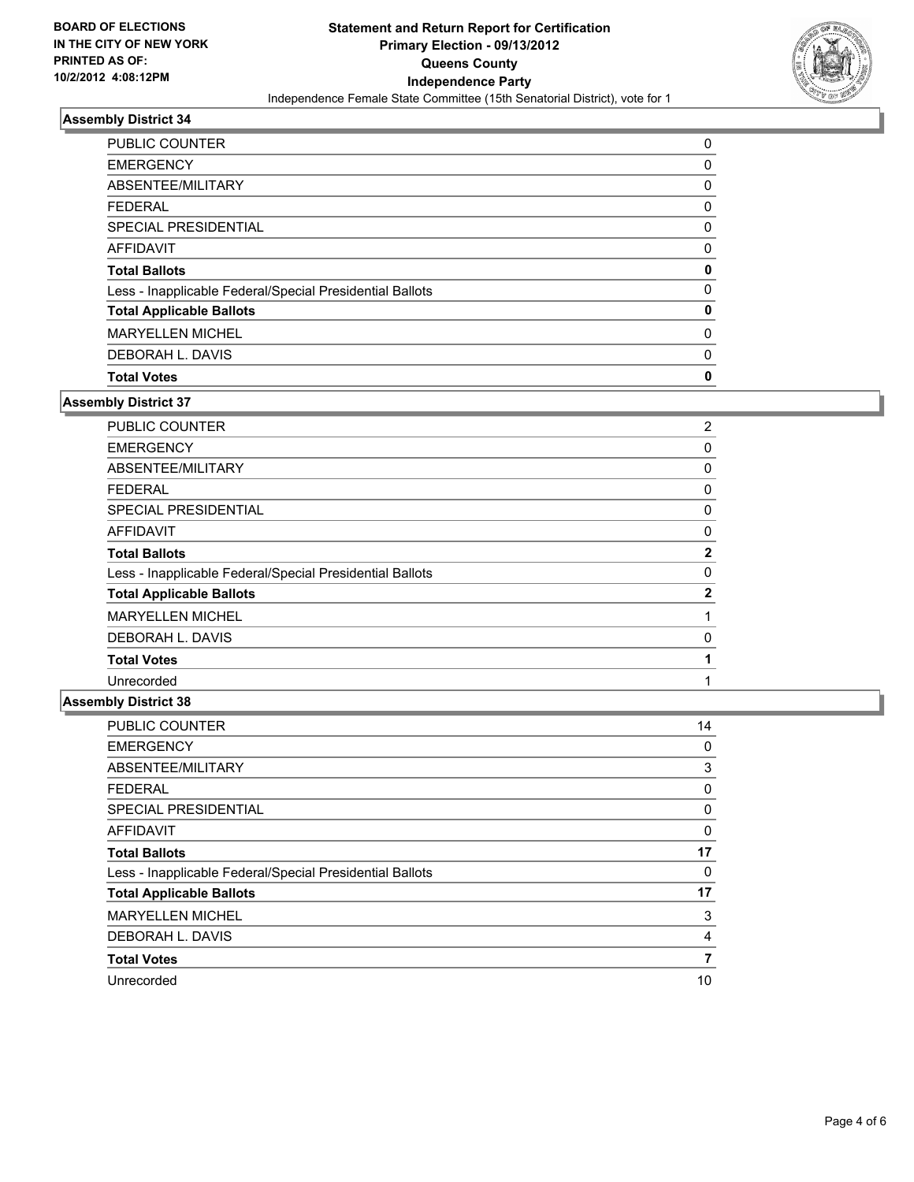**BOARD OF ELECTIONS IN THE CITY OF NEW YORK PRINTED AS OF: 10/2/2012 4:08:12PM**

# Statement and Return Report for Certification
## Primary Election - 09/13/2012
## Queens County
## Independence Party
Independence Female State Committee (15th Senatorial District), vote for 1

### Assembly District 34

| | |
|---|---|
| PUBLIC COUNTER | 0 |
| EMERGENCY | 0 |
| ABSENTEE/MILITARY | 0 |
| FEDERAL | 0 |
| SPECIAL PRESIDENTIAL | 0 |
| AFFIDAVIT | 0 |
| **Total Ballots** | **0** |
| Less - Inapplicable Federal/Special Presidential Ballots | 0 |
| **Total Applicable Ballots** | **0** |
| MARYELLEN MICHEL | 0 |
| DEBORAH L. DAVIS | 0 |
| **Total Votes** | **0** |

### Assembly District 37

| | |
|---|---|
| PUBLIC COUNTER | 2 |
| EMERGENCY | 0 |
| ABSENTEE/MILITARY | 0 |
| FEDERAL | 0 |
| SPECIAL PRESIDENTIAL | 0 |
| AFFIDAVIT | 0 |
| **Total Ballots** | **2** |
| Less - Inapplicable Federal/Special Presidential Ballots | 0 |
| **Total Applicable Ballots** | **2** |
| MARYELLEN MICHEL | 1 |
| DEBORAH L. DAVIS | 0 |
| **Total Votes** | **1** |
| Unrecorded | 1 |

### Assembly District 38

| | |
|---|---|
| PUBLIC COUNTER | 14 |
| EMERGENCY | 0 |
| ABSENTEE/MILITARY | 3 |
| FEDERAL | 0 |
| SPECIAL PRESIDENTIAL | 0 |
| AFFIDAVIT | 0 |
| **Total Ballots** | **17** |
| Less - Inapplicable Federal/Special Presidential Ballots | 0 |
| **Total Applicable Ballots** | **17** |
| MARYELLEN MICHEL | 3 |
| DEBORAH L. DAVIS | 4 |
| **Total Votes** | **7** |
| Unrecorded | 10 |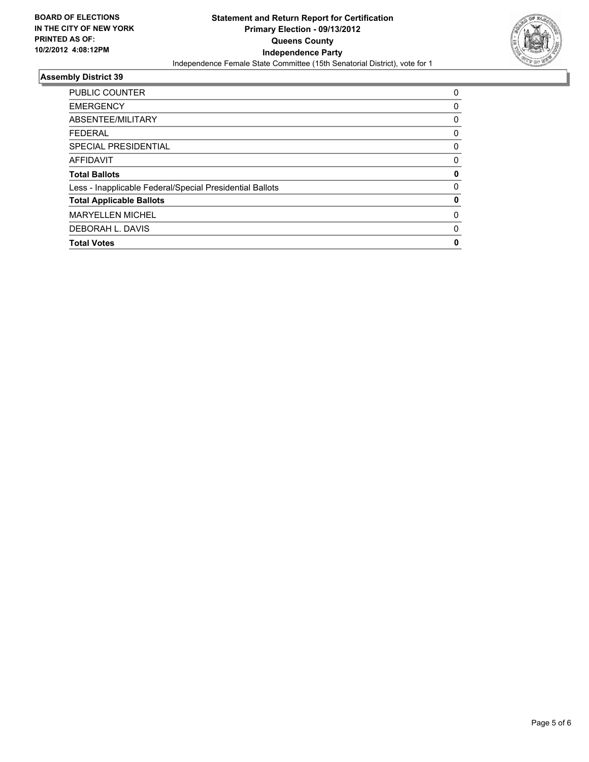**BOARD OF ELECTIONS IN THE CITY OF NEW YORK PRINTED AS OF: 10/2/2012 4:08:12PM**

**Statement and Return Report for Certification**
**Primary Election - 09/13/2012**
**Queens County**
**Independence Party**
Independence Female State Committee (15th Senatorial District), vote for 1

## Assembly District 39

| | |
|---|---|
| PUBLIC COUNTER | 0 |
| EMERGENCY | 0 |
| ABSENTEE/MILITARY | 0 |
| FEDERAL | 0 |
| SPECIAL PRESIDENTIAL | 0 |
| AFFIDAVIT | 0 |
| **Total Ballots** | **0** |
| Less - Inapplicable Federal/Special Presidential Ballots | 0 |
| **Total Applicable Ballots** | **0** |
| MARYELLEN MICHEL | 0 |
| DEBORAH L. DAVIS | 0 |
| **Total Votes** | **0** |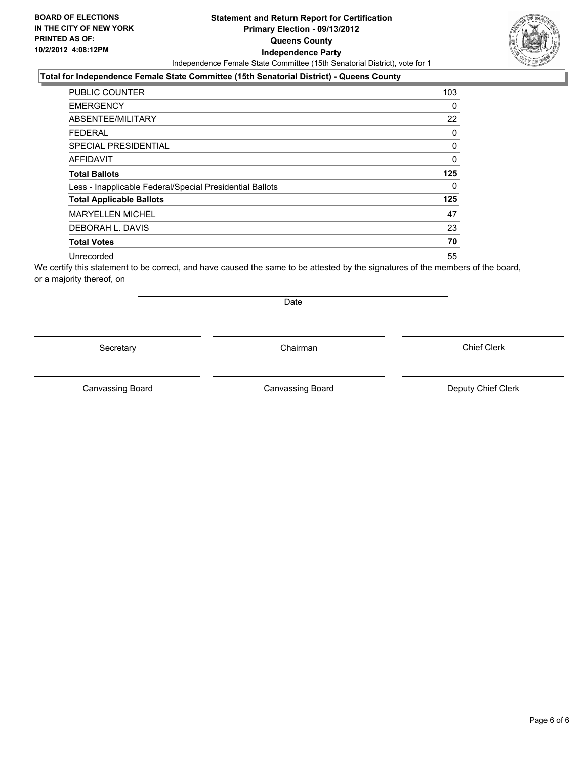**BOARD OF ELECTIONS IN THE CITY OF NEW YORK PRINTED AS OF: 10/2/2012 4:08:12PM**

**Statement and Return Report for Certification**
**Primary Election - 09/13/2012**
**Queens County**
**Independence Party**

Independence Female State Committee (15th Senatorial District), vote for 1

**Total for Independence Female State Committee (15th Senatorial District) - Queens County**

| | |
|---|---|
| PUBLIC COUNTER | 103 |
| EMERGENCY | 0 |
| ABSENTEE/MILITARY | 22 |
| FEDERAL | 0 |
| SPECIAL PRESIDENTIAL | 0 |
| AFFIDAVIT | 0 |
| **Total Ballots** | **125** |
| Less - Inapplicable Federal/Special Presidential Ballots | 0 |
| **Total Applicable Ballots** | **125** |
| MARYELLEN MICHEL | 47 |
| DEBORAH L. DAVIS | 23 |
| **Total Votes** | **70** |
| Unrecorded | 55 |

We certify this statement to be correct, and have caused the same to be attested by the signatures of the members of the board, or a majority thereof, on

Date

Secretary

Chairman

Chief Clerk

Canvassing Board

Canvassing Board

Deputy Chief Clerk